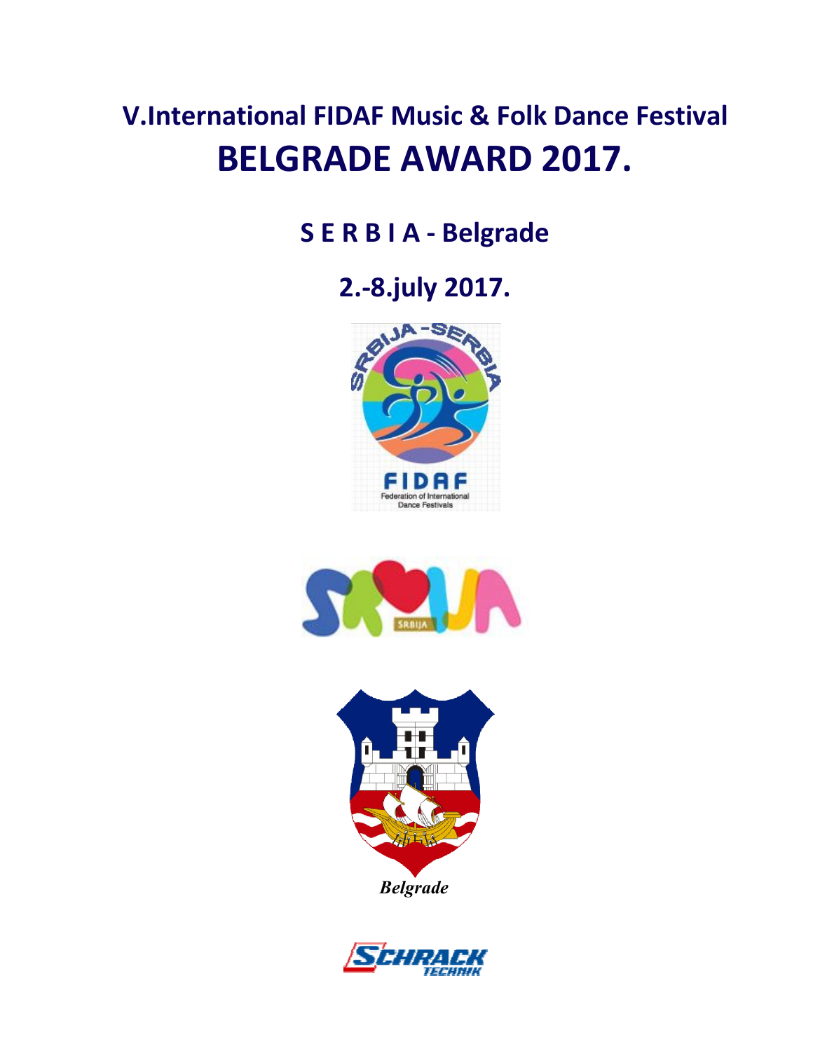# V.International FIDAF Music & Folk Dance Festival

# BELGRADE AWARD 2017.

## S E R B I A - Belgrade

## 2.-8.july 2017.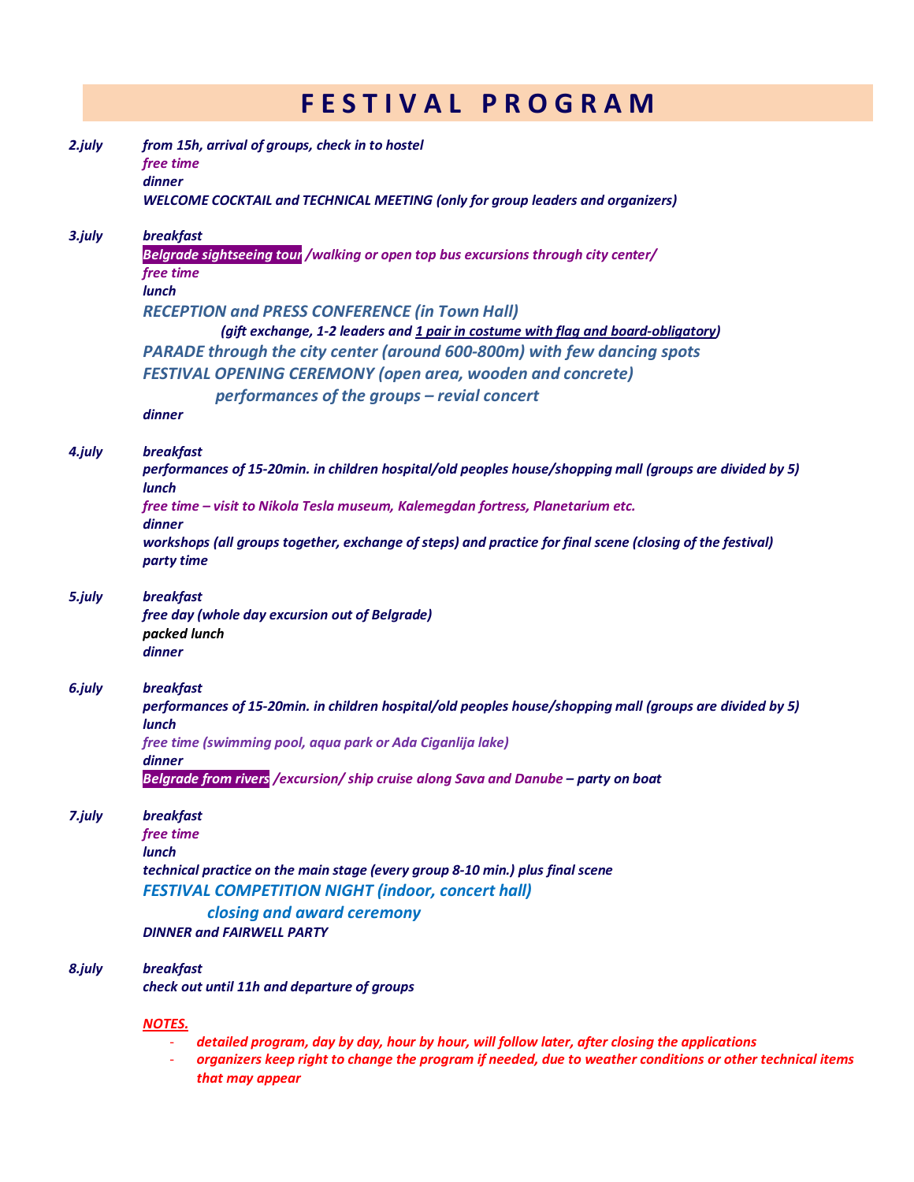# F E S T I V A L   P R O G R A M

***2.july***

*from 15h, arrival of groups, check in to hostel*
*free time*
*dinner*
*WELCOME COCKTAIL and TECHNICAL MEETING (only for group leaders and organizers)*

***3.july***

*breakfast*
*Belgrade sightseeing tour /walking or open top bus excursions through city center/*
*free time*
*lunch*
*RECEPTION and PRESS CONFERENCE (in Town Hall)*
*(gift exchange, 1-2 leaders and 1 pair in costume with flag and board-obligatory)*
*PARADE through the city center (around 600-800m) with few dancing spots*
*FESTIVAL OPENING CEREMONY (open area, wooden and concrete)*
*performances of the groups – revial concert*
*dinner*

***4.july***

*breakfast*
*performances of 15-20min. in children hospital/old peoples house/shopping mall (groups are divided by 5)*
*lunch*
*free time – visit to Nikola Tesla museum, Kalemegdan fortress, Planetarium etc.*
*dinner*
*workshops (all groups together, exchange of steps) and practice for final scene (closing of the festival)*
*party time*

***5.july***

*breakfast*
*free day (whole day excursion out of Belgrade)*
*packed lunch*
*dinner*

***6.july***

*breakfast*
*performances of 15-20min. in children hospital/old peoples house/shopping mall (groups are divided by 5)*
*lunch*
*free time (swimming pool, aqua park or Ada Ciganlija lake)*
*dinner*
*Belgrade from rivers /excursion/ ship cruise along Sava and Danube – party on boat*

***7.july***

*breakfast*
*free time*
*lunch*
*technical practice on the main stage (every group 8-10 min.) plus final scene*
*FESTIVAL COMPETITION NIGHT (indoor, concert hall)*
*closing and award ceremony*
*DINNER and FAIRWELL PARTY*

***8.july***

*breakfast*
*check out until 11h and departure of groups*

*NOTES.*

- *detailed program, day by day, hour by hour, will follow later, after closing the applications*
- *organizers keep right to change the program if needed, due to weather conditions or other technical items that may appear*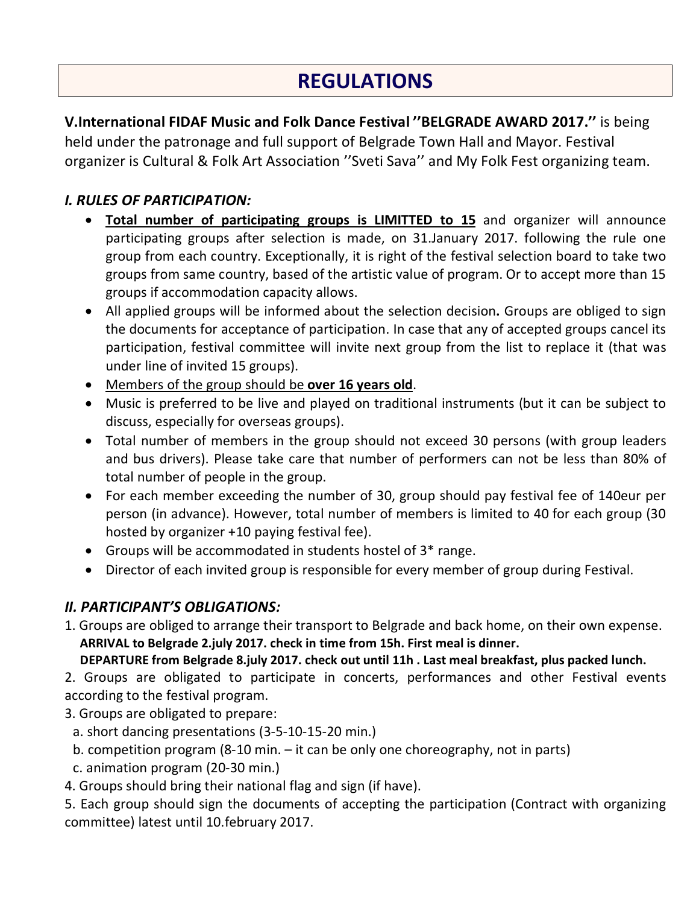# REGULATIONS

**V.International FIDAF Music and Folk Dance Festival ''BELGRADE AWARD 2017.''** is being held under the patronage and full support of Belgrade Town Hall and Mayor. Festival organizer is Cultural & Folk Art Association ''Sveti Sava'' and My Folk Fest organizing team.

### *I. RULES OF PARTICIPATION:*

- **Total number of participating groups is LIMITTED to 15** and organizer will announce participating groups after selection is made, on 31.January 2017. following the rule one group from each country. Exceptionally, it is right of the festival selection board to take two groups from same country, based of the artistic value of program. Or to accept more than 15 groups if accommodation capacity allows.
- All applied groups will be informed about the selection decision**.** Groups are obliged to sign the documents for acceptance of participation. In case that any of accepted groups cancel its participation, festival committee will invite next group from the list to replace it (that was under line of invited 15 groups).
- Members of the group should be **over 16 years old**.
- Music is preferred to be live and played on traditional instruments (but it can be subject to discuss, especially for overseas groups).
- Total number of members in the group should not exceed 30 persons (with group leaders and bus drivers). Please take care that number of performers can not be less than 80% of total number of people in the group.
- For each member exceeding the number of 30, group should pay festival fee of 140eur per person (in advance). However, total number of members is limited to 40 for each group (30 hosted by organizer +10 paying festival fee).
- Groups will be accommodated in students hostel of 3* range.
- Director of each invited group is responsible for every member of group during Festival.

### *II. PARTICIPANT'S OBLIGATIONS:*

1. Groups are obliged to arrange their transport to Belgrade and back home, on their own expense.
   **ARRIVAL to Belgrade 2.july 2017. check in time from 15h. First meal is dinner.**
   **DEPARTURE from Belgrade 8.july 2017. check out until 11h . Last meal breakfast, plus packed lunch.**
2. Groups are obligated to participate in concerts, performances and other Festival events according to the festival program.
3. Groups are obligated to prepare:
   a. short dancing presentations (3-5-10-15-20 min.)
   b. competition program (8-10 min. – it can be only one choreography, not in parts)
   c. animation program (20-30 min.)
4. Groups should bring their national flag and sign (if have).
5. Each group should sign the documents of accepting the participation (Contract with organizing committee) latest until 10.february 2017.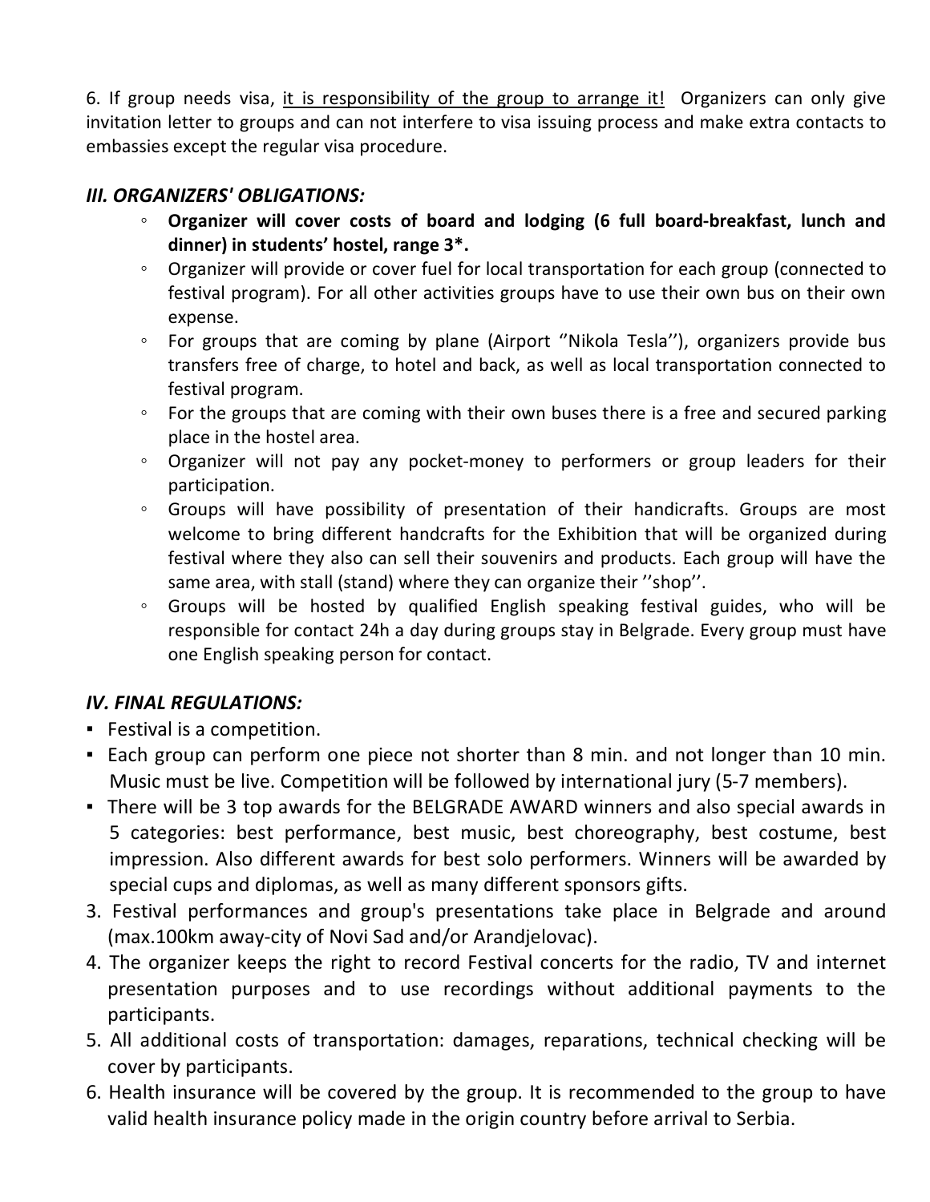6. If group needs visa, it is responsibility of the group to arrange it! Organizers can only give invitation letter to groups and can not interfere to visa issuing process and make extra contacts to embassies except the regular visa procedure.

### *III. ORGANIZERS' OBLIGATIONS:*

- **Organizer will cover costs of board and lodging (6 full board-breakfast, lunch and dinner) in students' hostel, range 3*.**
- Organizer will provide or cover fuel for local transportation for each group (connected to festival program). For all other activities groups have to use their own bus on their own expense.
- For groups that are coming by plane (Airport ''Nikola Tesla''), organizers provide bus transfers free of charge, to hotel and back, as well as local transportation connected to festival program.
- For the groups that are coming with their own buses there is a free and secured parking place in the hostel area.
- Organizer will not pay any pocket-money to performers or group leaders for their participation.
- Groups will have possibility of presentation of their handicrafts. Groups are most welcome to bring different handcrafts for the Exhibition that will be organized during festival where they also can sell their souvenirs and products. Each group will have the same area, with stall (stand) where they can organize their ''shop''.
- Groups will be hosted by qualified English speaking festival guides, who will be responsible for contact 24h a day during groups stay in Belgrade. Every group must have one English speaking person for contact.

### *IV. FINAL REGULATIONS:*

- Festival is a competition.
- Each group can perform one piece not shorter than 8 min. and not longer than 10 min. Music must be live. Competition will be followed by international jury (5-7 members).
- There will be 3 top awards for the BELGRADE AWARD winners and also special awards in 5 categories: best performance, best music, best choreography, best costume, best impression. Also different awards for best solo performers. Winners will be awarded by special cups and diplomas, as well as many different sponsors gifts.

3. Festival performances and group's presentations take place in Belgrade and around (max.100km away-city of Novi Sad and/or Arandjelovac).
4. The organizer keeps the right to record Festival concerts for the radio, TV and internet presentation purposes and to use recordings without additional payments to the participants.
5. All additional costs of transportation: damages, reparations, technical checking will be cover by participants.
6. Health insurance will be covered by the group. It is recommended to the group to have valid health insurance policy made in the origin country before arrival to Serbia.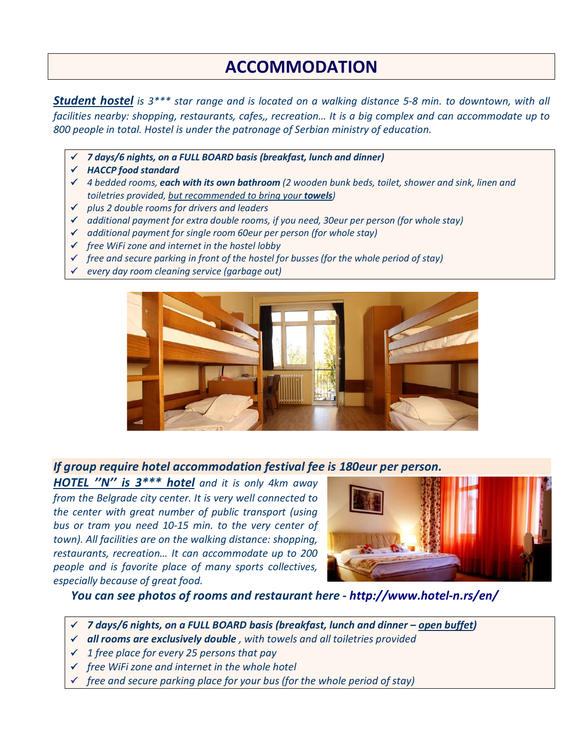# ACCOMMODATION

***Student hostel*** *is 3\*\*\* star range and is located on a walking distance 5-8 min. to downtown, with all facilities nearby: shopping, restaurants, cafes,, recreation… It is a big complex and can accommodate up to 800 people in total. Hostel is under the patronage of Serbian ministry of education.*

- ***7 days/6 nights, on a FULL BOARD basis (breakfast, lunch and dinner)***
- ***HACCP food standard***
- *4 bedded rooms,* ***each with its own bathroom*** *(2 wooden bunk beds, toilet, shower and sink, linen and toiletries provided, but recommended to bring your* ***towels****)*
- *plus 2 double rooms for drivers and leaders*
- *additional payment for extra double rooms, if you need, 30eur per person (for whole stay)*
- *additional payment for single room 60eur per person (for whole stay)*
- *free WiFi zone and internet in the hostel lobby*
- *free and secure parking in front of the hostel for busses (for the whole period of stay)*
- *every day room cleaning service (garbage out)*

***If group require hotel accommodation festival fee is 180eur per person.***

***HOTEL ''N'' is 3\*\*\* hotel*** *and it is only 4km away from the Belgrade city center. It is very well connected to the center with great number of public transport (using bus or tram you need 10-15 min. to the very center of town). All facilities are on the walking distance: shopping, restaurants, recreation… It can accommodate up to 200 people and is favorite place of many sports collectives, especially because of great food.*

***You can see photos of rooms and restaurant here - http://www.hotel-n.rs/en/***

- ***7 days/6 nights, on a FULL BOARD basis (breakfast, lunch and dinner – open buffet)***
- ***all rooms are exclusively double*** *, with towels and all toiletries provided*
- *1 free place for every 25 persons that pay*
- *free WiFi zone and internet in the whole hotel*
- *free and secure parking place for your bus (for the whole period of stay)*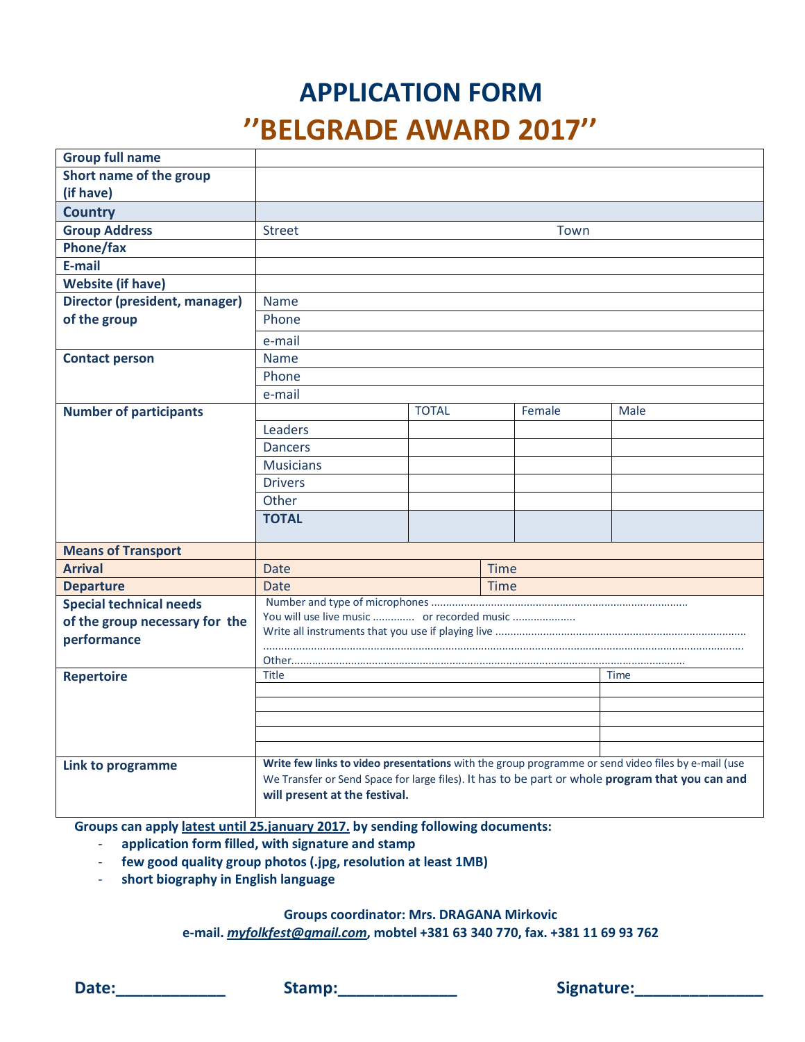# APPLICATION FORM

# ''BELGRADE AWARD 2017''

| | | | | |
|---|---|---|---|---|
| **Group full name** | | | | |
| **Short name of the group (if have)** | | | | |
| **Country** | | | | |
| **Group Address** | Street | | Town | |
| **Phone/fax** | | | | |
| **E-mail** | | | | |
| **Website (if have)** | | | | |
| **Director (president, manager) of the group** | Name | | | |
| | Phone | | | |
| | e-mail | | | |
| **Contact person** | Name | | | |
| | Phone | | | |
| | e-mail | | | |
| **Number of participants** | | TOTAL | Female | Male |
| | Leaders | | | |
| | Dancers | | | |
| | Musicians | | | |
| | Drivers | | | |
| | Other | | | |
| | **TOTAL** | | | |
| **Means of Transport** | | | | |
| **Arrival** | Date | | Time | |
| **Departure** | Date | | Time | |
| **Special technical needs of the group necessary for the performance** | Number and type of microphones ............<br>You will use live music ............. or recorded music ....................<br>Write all instruments that you use if playing live ............<br>............<br>Other............ | | | |
| **Repertoire** | Title | | Time | |
| | | | | |
| | | | | |
| | | | | |
| | | | | |
| | | | | |
| **Link to programme** | **Write few links to video presentations** with the group programme or send video files by e-mail (use We Transfer or Send Space for large files). It has to be part or whole **program that you can and will present at the festival.** | | | |

**Groups can apply latest until 25.january 2017. by sending following documents:**

- **application form filled, with signature and stamp**
- **few good quality group photos (.jpg, resolution at least 1MB)**
- **short biography in English language**

**Groups coordinator: Mrs. DRAGANA Mirkovic**
**e-mail. *myfolkfest@gmail.com*, mobtel +381 63 340 770, fax. +381 11 69 93 762**

**Date:____________ Stamp:_____________ Signature:______________**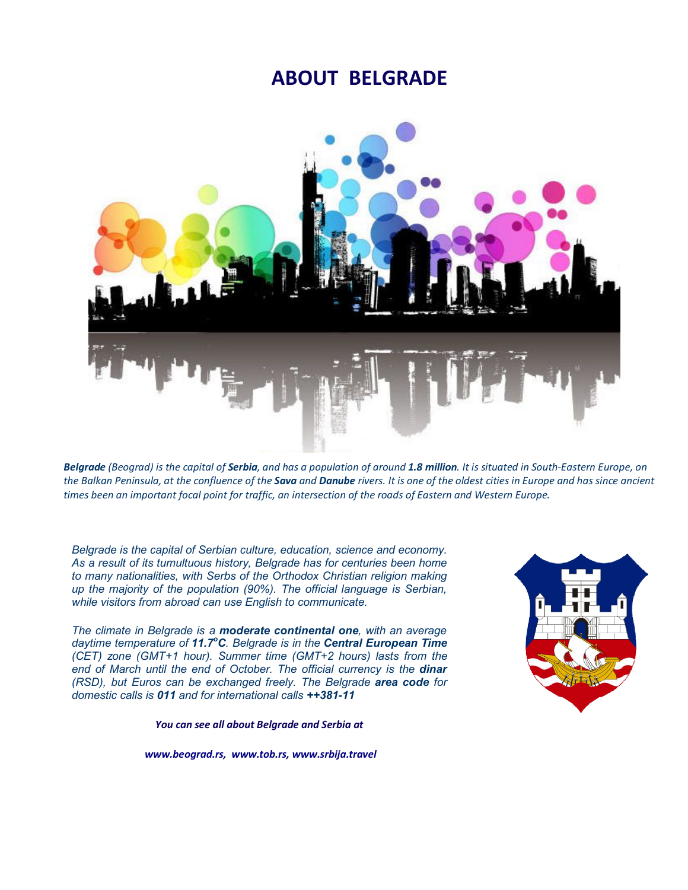# ABOUT BELGRADE

***Belgrade** (Beograd) is the capital of **Serbia**, and has a population of around **1.8 million**. It is situated in South-Eastern Europe, on the Balkan Peninsula, at the confluence of the **Sava** and **Danube** rivers. It is one of the oldest cities in Europe and has since ancient times been an important focal point for traffic, an intersection of the roads of Eastern and Western Europe.*

*Belgrade is the capital of Serbian culture, education, science and economy. As a result of its tumultuous history, Belgrade has for centuries been home to many nationalities, with Serbs of the Orthodox Christian religion making up the majority of the population (90%). The official language is Serbian, while visitors from abroad can use English to communicate.*

*The climate in Belgrade is a **moderate continental one**, with an average daytime temperature of **11.7°C**. Belgrade is in the **Central European Time** (CET) zone (GMT+1 hour). Summer time (GMT+2 hours) lasts from the end of March until the end of October. The official currency is the **dinar** (RSD), but Euros can be exchanged freely. The Belgrade **area code** for domestic calls is **011** and for international calls **++381-11***

***You can see all about Belgrade and Serbia at***

***www.beograd.rs, www.tob.rs, www.srbija.travel***